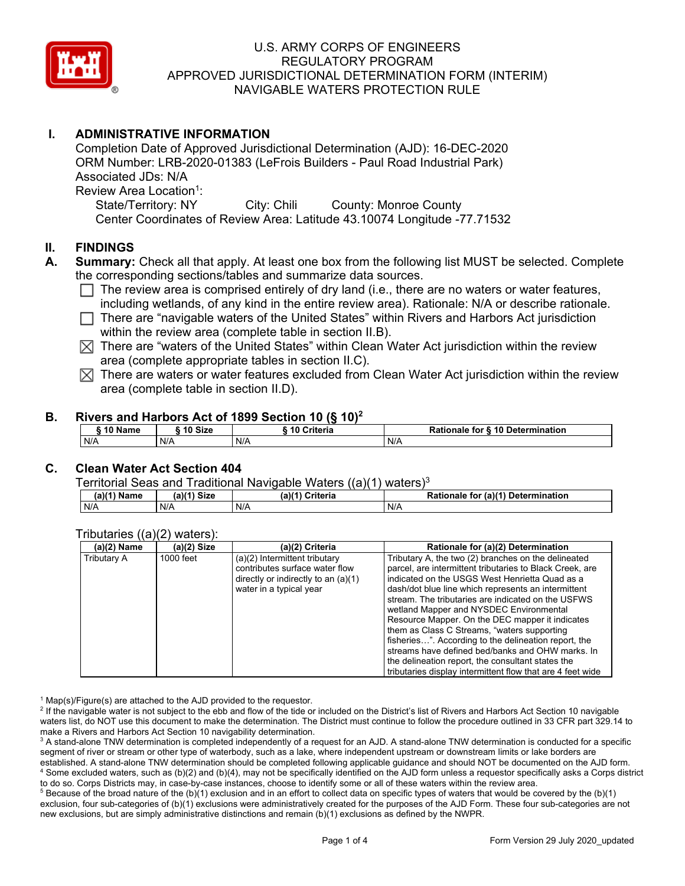# U.S. ARMY CORPS OF ENGINEERS
# REGULATORY PROGRAM
# APPROVED JURISDICTIONAL DETERMINATION FORM (INTERIM)
# NAVIGABLE WATERS PROTECTION RULE

## I. ADMINISTRATIVE INFORMATION

Completion Date of Approved Jurisdictional Determination (AJD): 16-DEC-2020
ORM Number: LRB-2020-01383 (LeFrois Builders - Paul Road Industrial Park)
Associated JDs: N/A
Review Area Location[1]:
State/Territory: NY    City: Chili    County: Monroe County
Center Coordinates of Review Area: Latitude 43.10074 Longitude -77.71532

## II. FINDINGS

**A. Summary:** Check all that apply. At least one box from the following list MUST be selected. Complete the corresponding sections/tables and summarize data sources.

- ☐ The review area is comprised entirely of dry land (i.e., there are no waters or water features, including wetlands, of any kind in the entire review area). Rationale: N/A or describe rationale.
- ☐ There are "navigable waters of the United States" within Rivers and Harbors Act jurisdiction within the review area (complete table in section II.B).
- ☒ There are "waters of the United States" within Clean Water Act jurisdiction within the review area (complete appropriate tables in section II.C).
- ☒ There are waters or water features excluded from Clean Water Act jurisdiction within the review area (complete table in section II.D).

**B. Rivers and Harbors Act of 1899 Section 10 (§ 10)[2]**

| § 10 Name | § 10 Size | § 10 Criteria | Rationale for § 10 Determination |
|---|---|---|---|
| N/A | N/A | N/A | N/A |

**C. Clean Water Act Section 404**

Territorial Seas and Traditional Navigable Waters ((a)(1) waters)[3]

| (a)(1) Name | (a)(1) Size | (a)(1) Criteria | Rationale for (a)(1) Determination |
|---|---|---|---|
| N/A | N/A | N/A | N/A |

Tributaries ((a)(2) waters):

| (a)(2) Name | (a)(2) Size | (a)(2) Criteria | Rationale for (a)(2) Determination |
|---|---|---|---|
| Tributary A | 1000 feet | (a)(2) Intermittent tributary contributes surface water flow directly or indirectly to an (a)(1) water in a typical year | Tributary A, the two (2) branches on the delineated parcel, are intermittent tributaries to Black Creek, are indicated on the USGS West Henrietta Quad as a dash/dot blue line which represents an intermittent stream. The tributaries are indicated on the USFWS wetland Mapper and NYSDEC Environmental Resource Mapper. On the DEC mapper it indicates them as Class C Streams, "waters supporting fisheries…". According to the delineation report, the streams have defined bed/banks and OHW marks. In the delineation report, the consultant states the tributaries display intermittent flow that are 4 feet wide |

[1] Map(s)/Figure(s) are attached to the AJD provided to the requestor.
[2] If the navigable water is not subject to the ebb and flow of the tide or included on the District's list of Rivers and Harbors Act Section 10 navigable waters list, do NOT use this document to make the determination. The District must continue to follow the procedure outlined in 33 CFR part 329.14 to make a Rivers and Harbors Act Section 10 navigability determination.
[3] A stand-alone TNW determination is completed independently of a request for an AJD. A stand-alone TNW determination is conducted for a specific segment of river or stream or other type of waterbody, such as a lake, where independent upstream or downstream limits or lake borders are established. A stand-alone TNW determination should be completed following applicable guidance and should NOT be documented on the AJD form.
[4] Some excluded waters, such as (b)(2) and (b)(4), may not be specifically identified on the AJD form unless a requestor specifically asks a Corps district to do so. Corps Districts may, in case-by-case instances, choose to identify some or all of these waters within the review area.
[5] Because of the broad nature of the (b)(1) exclusion and in an effort to collect data on specific types of waters that would be covered by the (b)(1) exclusion, four sub-categories of (b)(1) exclusions were administratively created for the purposes of the AJD Form. These four sub-categories are not new exclusions, but are simply administrative distinctions and remain (b)(1) exclusions as defined by the NWPR.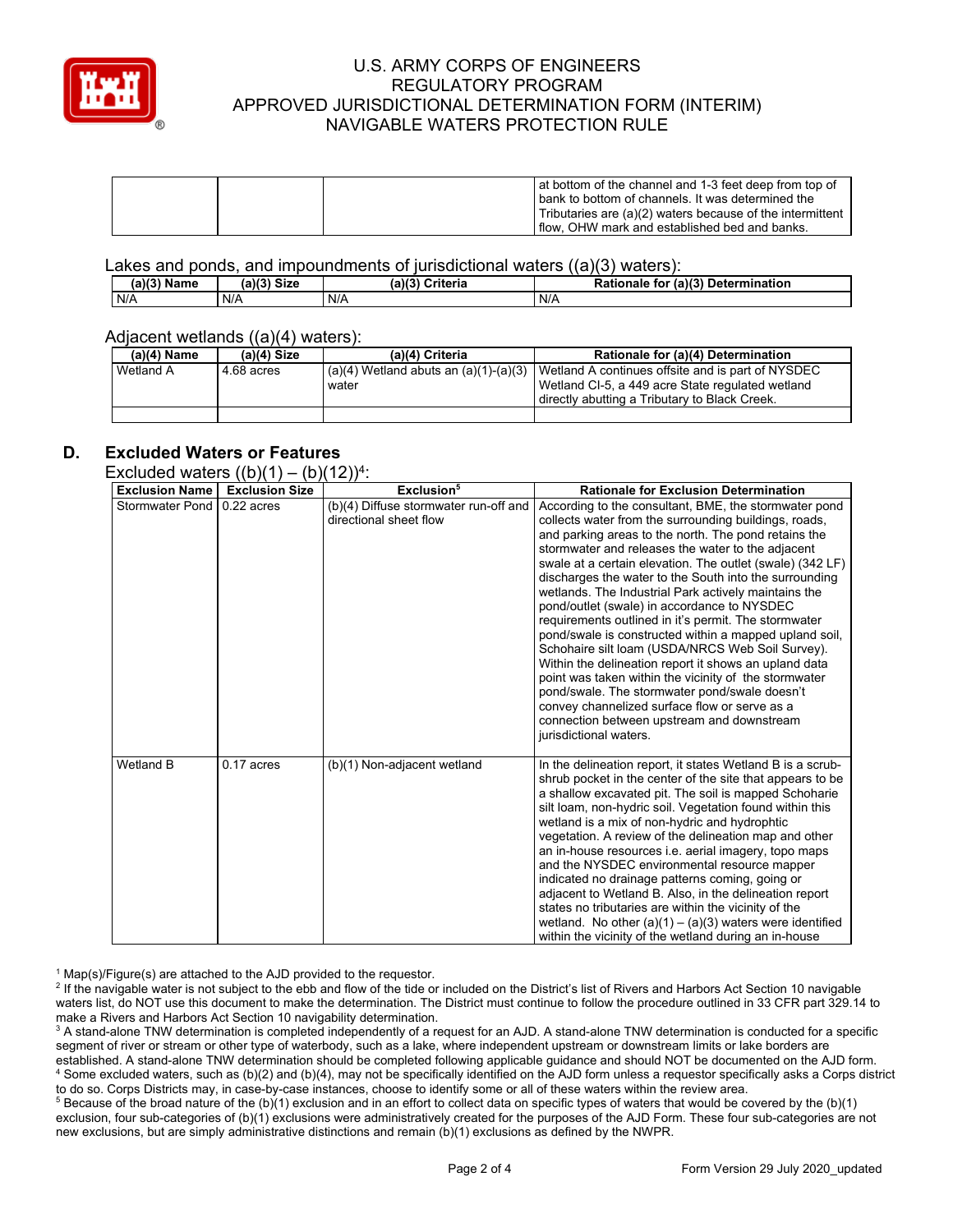| | | | at bottom of the channel and 1-3 feet deep from top of bank to bottom of channels. It was determined the Tributaries are (a)(2) waters because of the intermittent flow, OHW mark and established bed and banks. |
|---|---|---|---|

Lakes and ponds, and impoundments of jurisdictional waters ((a)(3) waters):

| (a)(3) Name | (a)(3) Size | (a)(3) Criteria | Rationale for (a)(3) Determination |
|---|---|---|---|
| N/A | N/A | N/A | N/A |

Adjacent wetlands ((a)(4) waters):

| (a)(4) Name | (a)(4) Size | (a)(4) Criteria | Rationale for (a)(4) Determination |
|---|---|---|---|
| Wetland A | 4.68 acres | (a)(4) Wetland abuts an (a)(1)-(a)(3) water | Wetland A continues offsite and is part of NYSDEC Wetland CI-5, a 449 acre State regulated wetland directly abutting a Tributary to Black Creek. |
| | | | |

## D. Excluded Waters or Features

Excluded waters ((b)(1) – (b)(12))[4]:

| Exclusion Name | Exclusion Size | Exclusion[5] | Rationale for Exclusion Determination |
|---|---|---|---|
| Stormwater Pond | 0.22 acres | (b)(4) Diffuse stormwater run-off and directional sheet flow | According to the consultant, BME, the stormwater pond collects water from the surrounding buildings, roads, and parking areas to the north. The pond retains the stormwater and releases the water to the adjacent swale at a certain elevation. The outlet (swale) (342 LF) discharges the water to the South into the surrounding wetlands. The Industrial Park actively maintains the pond/outlet (swale) in accordance to NYSDEC requirements outlined in it's permit. The stormwater pond/swale is constructed within a mapped upland soil, Schohaire silt loam (USDA/NRCS Web Soil Survey). Within the delineation report it shows an upland data point was taken within the vicinity of the stormwater pond/swale. The stormwater pond/swale doesn't convey channelized surface flow or serve as a connection between upstream and downstream jurisdictional waters. |
| Wetland B | 0.17 acres | (b)(1) Non-adjacent wetland | In the delineation report, it states Wetland B is a scrub-shrub pocket in the center of the site that appears to be a shallow excavated pit. The soil is mapped Schoharie silt loam, non-hydric soil. Vegetation found within this wetland is a mix of non-hydric and hydrophtic vegetation. A review of the delineation map and other an in-house resources i.e. aerial imagery, topo maps and the NYSDEC environmental resource mapper indicated no drainage patterns coming, going or adjacent to Wetland B. Also, in the delineation report states no tributaries are within the vicinity of the wetland. No other (a)(1) – (a)(3) waters were identified within the vicinity of the wetland during an in-house |

[1] Map(s)/Figure(s) are attached to the AJD provided to the requestor.
[2] If the navigable water is not subject to the ebb and flow of the tide or included on the District's list of Rivers and Harbors Act Section 10 navigable waters list, do NOT use this document to make the determination. The District must continue to follow the procedure outlined in 33 CFR part 329.14 to make a Rivers and Harbors Act Section 10 navigability determination.
[3] A stand-alone TNW determination is completed independently of a request for an AJD. A stand-alone TNW determination is conducted for a specific segment of river or stream or other type of waterbody, such as a lake, where independent upstream or downstream limits or lake borders are established. A stand-alone TNW determination should be completed following applicable guidance and should NOT be documented on the AJD form.
[4] Some excluded waters, such as (b)(2) and (b)(4), may not be specifically identified on the AJD form unless a requestor specifically asks a Corps district to do so. Corps Districts may, in case-by-case instances, choose to identify some or all of these waters within the review area.
[5] Because of the broad nature of the (b)(1) exclusion and in an effort to collect data on specific types of waters that would be covered by the (b)(1) exclusion, four sub-categories of (b)(1) exclusions were administratively created for the purposes of the AJD Form. These four sub-categories are not new exclusions, but are simply administrative distinctions and remain (b)(1) exclusions as defined by the NWPR.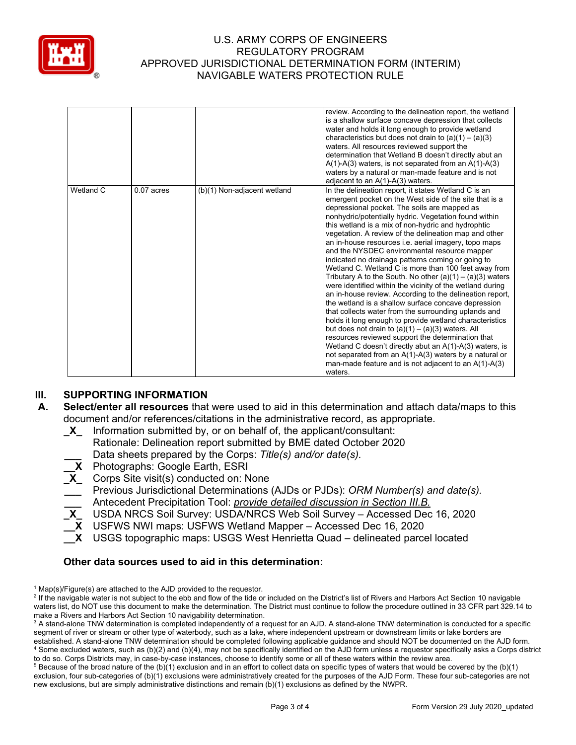| | | | |
|---|---|---|---|
| | | | review. According to the delineation report, the wetland is a shallow surface concave depression that collects water and holds it long enough to provide wetland characteristics but does not drain to (a)(1) – (a)(3) waters. All resources reviewed support the determination that Wetland B doesn't directly abut an A(1)-A(3) waters, is not separated from an A(1)-A(3) waters by a natural or man-made feature and is not adjacent to an A(1)-A(3) waters. |
| Wetland C | 0.07 acres | (b)(1) Non-adjacent wetland | In the delineation report, it states Wetland C is an emergent pocket on the West side of the site that is a depressional pocket. The soils are mapped as nonhydric/potentially hydric. Vegetation found within this wetland is a mix of non-hydric and hydrophtic vegetation. A review of the delineation map and other an in-house resources i.e. aerial imagery, topo maps and the NYSDEC environmental resource mapper indicated no drainage patterns coming or going to Wetland C. Wetland C is more than 100 feet away from Tributary A to the South. No other (a)(1) – (a)(3) waters were identified within the vicinity of the wetland during an in-house review. According to the delineation report, the wetland is a shallow surface concave depression that collects water from the surrounding uplands and holds it long enough to provide wetland characteristics but does not drain to (a)(1) – (a)(3) waters. All resources reviewed support the determination that Wetland C doesn't directly abut an A(1)-A(3) waters, is not separated from an A(1)-A(3) waters by a natural or man-made feature and is not adjacent to an A(1)-A(3) waters. |

## III. SUPPORTING INFORMATION

**A. Select/enter all resources** that were used to aid in this determination and attach data/maps to this document and/or references/citations in the administrative record, as appropriate.

- _X_ Information submitted by, or on behalf of, the applicant/consultant: Rationale: Delineation report submitted by BME dated October 2020
- ___ Data sheets prepared by the Corps: *Title(s) and/or date(s).*
- __X Photographs: Google Earth, ESRI
- _X_ Corps Site visit(s) conducted on: None
- ___ Previous Jurisdictional Determinations (AJDs or PJDs): *ORM Number(s) and date(s).*
- ___ Antecedent Precipitation Tool: *provide detailed discussion in Section III.B.*
- _X_ USDA NRCS Soil Survey: USDA/NRCS Web Soil Survey – Accessed Dec 16, 2020
- __X USFWS NWI maps: USFWS Wetland Mapper – Accessed Dec 16, 2020
- __X USGS topographic maps: USGS West Henrietta Quad – delineated parcel located

**Other data sources used to aid in this determination:**

[1] Map(s)/Figure(s) are attached to the AJD provided to the requestor.
[2] If the navigable water is not subject to the ebb and flow of the tide or included on the District's list of Rivers and Harbors Act Section 10 navigable waters list, do NOT use this document to make the determination. The District must continue to follow the procedure outlined in 33 CFR part 329.14 to make a Rivers and Harbors Act Section 10 navigability determination.
[3] A stand-alone TNW determination is completed independently of a request for an AJD. A stand-alone TNW determination is conducted for a specific segment of river or stream or other type of waterbody, such as a lake, where independent upstream or downstream limits or lake borders are established. A stand-alone TNW determination should be completed following applicable guidance and should NOT be documented on the AJD form.
[4] Some excluded waters, such as (b)(2) and (b)(4), may not be specifically identified on the AJD form unless a requestor specifically asks a Corps district to do so. Corps Districts may, in case-by-case instances, choose to identify some or all of these waters within the review area.
[5] Because of the broad nature of the (b)(1) exclusion and in an effort to collect data on specific types of waters that would be covered by the (b)(1) exclusion, four sub-categories of (b)(1) exclusions were administratively created for the purposes of the AJD Form. These four sub-categories are not new exclusions, but are simply administrative distinctions and remain (b)(1) exclusions as defined by the NWPR.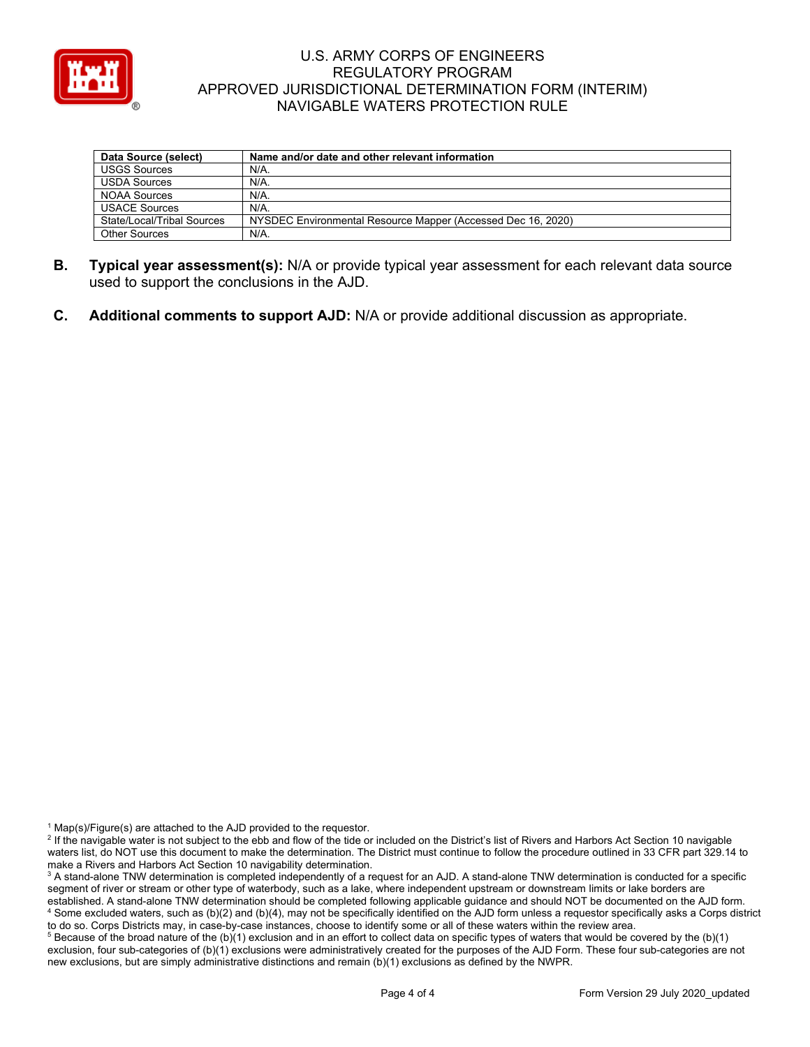| Data Source (select) | Name and/or date and other relevant information |
|---|---|
| USGS Sources | N/A. |
| USDA Sources | N/A. |
| NOAA Sources | N/A. |
| USACE Sources | N/A. |
| State/Local/Tribal Sources | NYSDEC Environmental Resource Mapper (Accessed Dec 16, 2020) |
| Other Sources | N/A. |

**B. Typical year assessment(s):** N/A or provide typical year assessment for each relevant data source used to support the conclusions in the AJD.

**C. Additional comments to support AJD:** N/A or provide additional discussion as appropriate.

[1] Map(s)/Figure(s) are attached to the AJD provided to the requestor.

[2] If the navigable water is not subject to the ebb and flow of the tide or included on the District's list of Rivers and Harbors Act Section 10 navigable waters list, do NOT use this document to make the determination. The District must continue to follow the procedure outlined in 33 CFR part 329.14 to make a Rivers and Harbors Act Section 10 navigability determination.

[3] A stand-alone TNW determination is completed independently of a request for an AJD. A stand-alone TNW determination is conducted for a specific segment of river or stream or other type of waterbody, such as a lake, where independent upstream or downstream limits or lake borders are established. A stand-alone TNW determination should be completed following applicable guidance and should NOT be documented on the AJD form.

[4] Some excluded waters, such as (b)(2) and (b)(4), may not be specifically identified on the AJD form unless a requestor specifically asks a Corps district to do so. Corps Districts may, in case-by-case instances, choose to identify some or all of these waters within the review area.

[5] Because of the broad nature of the (b)(1) exclusion and in an effort to collect data on specific types of waters that would be covered by the (b)(1) exclusion, four sub-categories of (b)(1) exclusions were administratively created for the purposes of the AJD Form. These four sub-categories are not new exclusions, but are simply administrative distinctions and remain (b)(1) exclusions as defined by the NWPR.